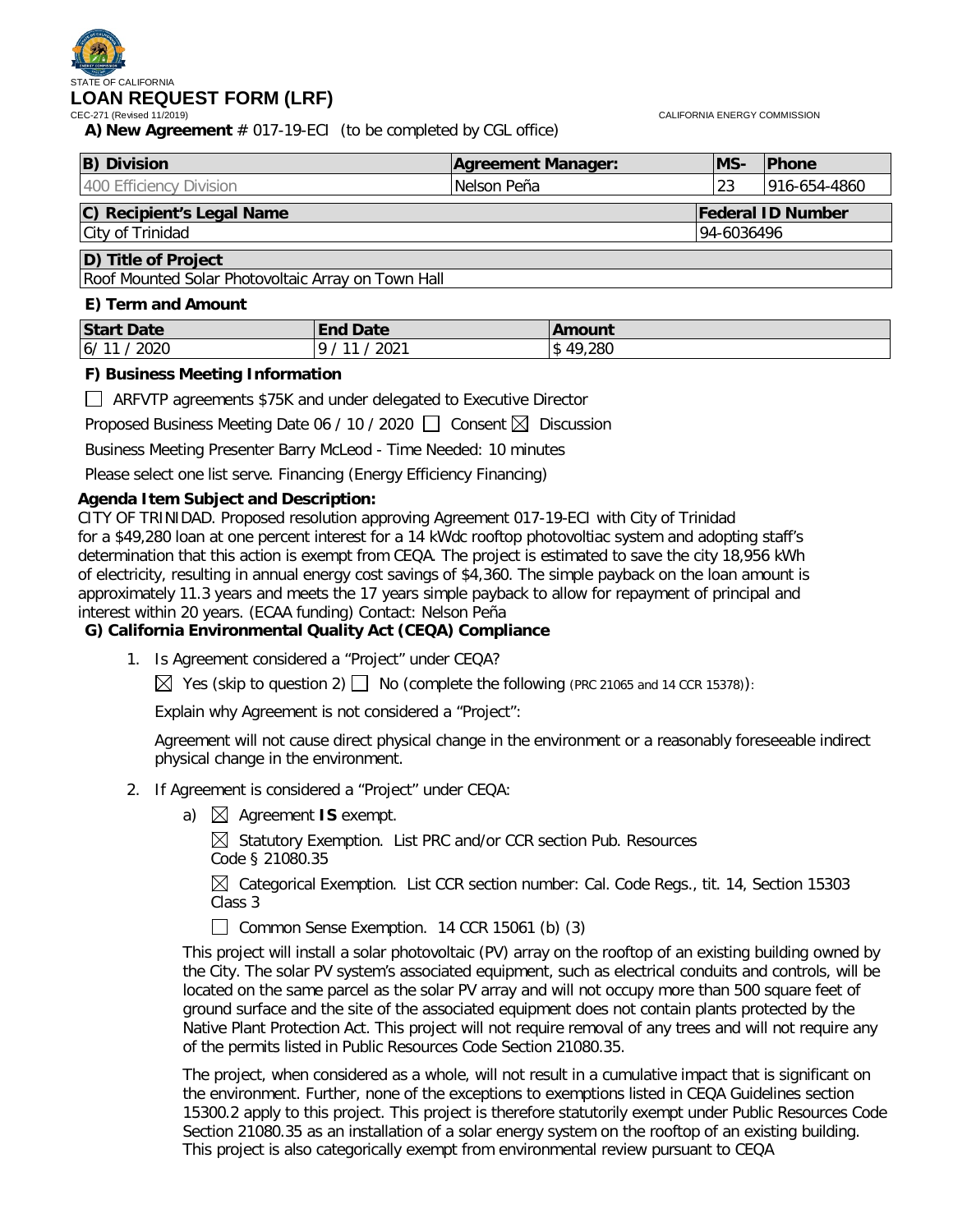STATE OF CALIFORNIA

# LOAN REQUEST FORM (LRF)

CEC-271 (Revised 11/2019) CALIFORNIA ENERGY COMMISSION

**A) New Agreement** # 017-19-ECI (to be completed by CGL office)

| B) Division | Agreement Manager: | MS- | Phone |
|---|---|---|---|
| 400 Efficiency Division | Nelson Peña | 23 | 916-654-4860 |

| C) Recipient's Legal Name | Federal ID Number |
|---|---|
| City of Trinidad | 94-6036496 |

| D) Title of Project |
|---|
| Roof Mounted Solar Photovoltaic Array on Town Hall |

**E) Term and Amount**

| Start Date | End Date | Amount |
|---|---|---|
| 6/ 11 / 2020 | 9 / 11 / 2021 | $ 49,280 |

**F) Business Meeting Information**

☐ ARFVTP agreements $75K and under delegated to Executive Director

Proposed Business Meeting Date 06 / 10 / 2020 ☐ Consent ☒ Discussion

Business Meeting Presenter Barry McLeod - Time Needed: 10 minutes

Please select one list serve. Financing (Energy Efficiency Financing)

**Agenda Item Subject and Description:**

CITY OF TRINIDAD. Proposed resolution approving Agreement 017-19-ECI with City of Trinidad for a $49,280 loan at one percent interest for a 14 kWdc rooftop photovoltiac system and adopting staff's determination that this action is exempt from CEQA. The project is estimated to save the city 18,956 kWh of electricity, resulting in annual energy cost savings of $4,360. The simple payback on the loan amount is approximately 11.3 years and meets the 17 years simple payback to allow for repayment of principal and interest within 20 years. (ECAA funding) Contact: Nelson Peña

**G) California Environmental Quality Act (CEQA) Compliance**

1. Is Agreement considered a "Project" under CEQA?

   ☒ Yes (skip to question 2) ☐ No (complete the following (PRC 21065 and 14 CCR 15378)):

   Explain why Agreement is not considered a "Project":

   Agreement will not cause direct physical change in the environment or a reasonably foreseeable indirect physical change in the environment.

2. If Agreement is considered a "Project" under CEQA:

   a) ☒ Agreement **IS** exempt.

      ☒ Statutory Exemption. List PRC and/or CCR section Pub. Resources Code § 21080.35

      ☒ Categorical Exemption. List CCR section number: Cal. Code Regs., tit. 14, Section 15303 Class 3

      ☐ Common Sense Exemption. 14 CCR 15061 (b) (3)

   This project will install a solar photovoltaic (PV) array on the rooftop of an existing building owned by the City. The solar PV system's associated equipment, such as electrical conduits and controls, will be located on the same parcel as the solar PV array and will not occupy more than 500 square feet of ground surface and the site of the associated equipment does not contain plants protected by the Native Plant Protection Act. This project will not require removal of any trees and will not require any of the permits listed in Public Resources Code Section 21080.35.

   The project, when considered as a whole, will not result in a cumulative impact that is significant on the environment. Further, none of the exceptions to exemptions listed in CEQA Guidelines section 15300.2 apply to this project. This project is therefore statutorily exempt under Public Resources Code Section 21080.35 as an installation of a solar energy system on the rooftop of an existing building. This project is also categorically exempt from environmental review pursuant to CEQA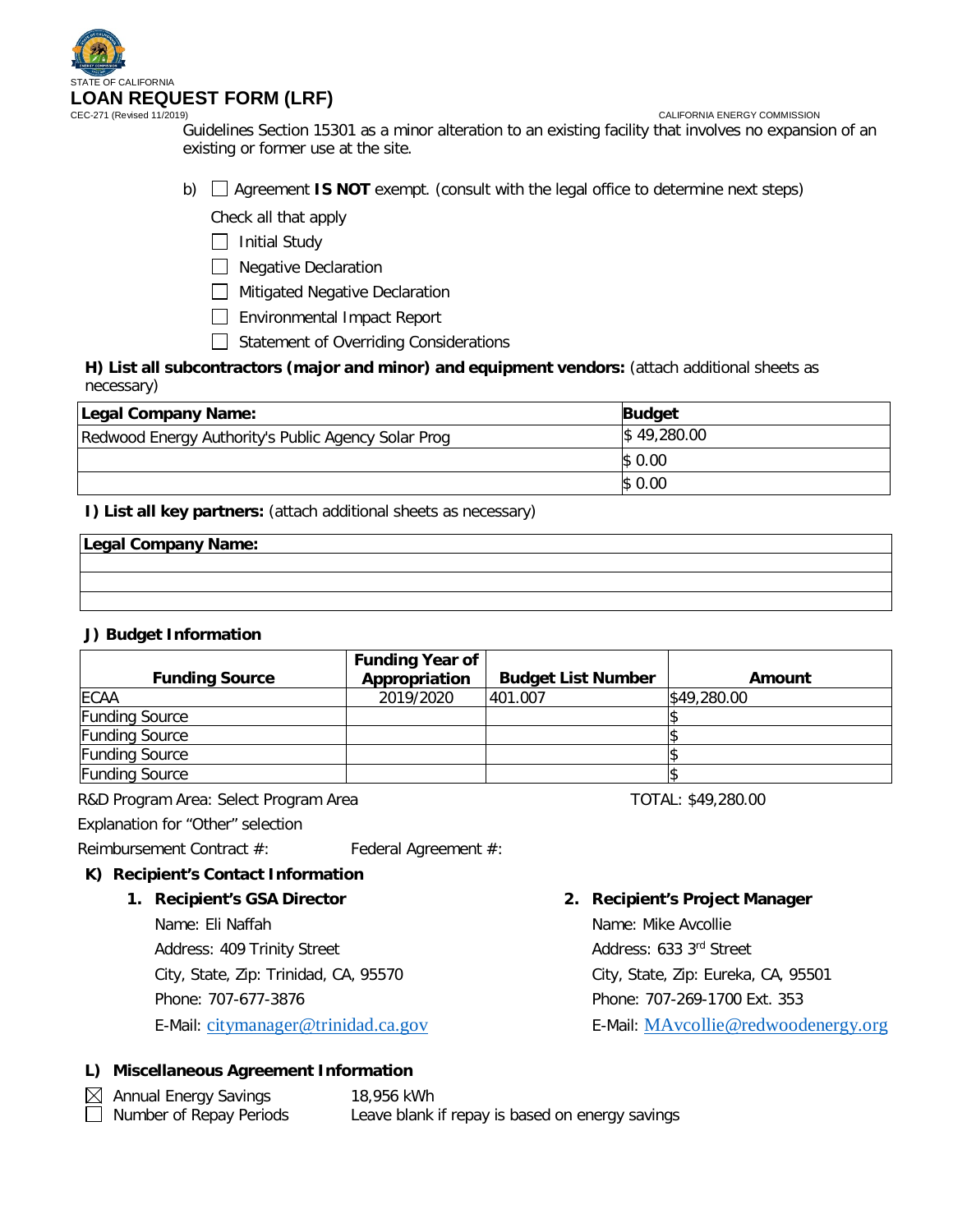Guidelines Section 15301 as a minor alteration to an existing facility that involves no expansion of an existing or former use at the site.

b) ☐ Agreement **IS NOT** exempt. (consult with the legal office to determine next steps)

Check all that apply

- ☐ Initial Study
- ☐ Negative Declaration
- ☐ Mitigated Negative Declaration
- ☐ Environmental Impact Report
- ☐ Statement of Overriding Considerations

**H) List all subcontractors (major and minor) and equipment vendors:** (attach additional sheets as necessary)

| Legal Company Name: | Budget |
|---|---|
| Redwood Energy Authority's Public Agency Solar Prog | $ 49,280.00 |
| | $ 0.00 |
| | $ 0.00 |

**I) List all key partners:** (attach additional sheets as necessary)

| Legal Company Name: |
|---|
| |
| |
| |

**J) Budget Information**

| Funding Source | Funding Year of Appropriation | Budget List Number | Amount |
|---|---|---|---|
| ECAA | 2019/2020 | 401.007 | $49,280.00 |
| Funding Source | | | $ |
| Funding Source | | | $ |
| Funding Source | | | $ |
| Funding Source | | | $ |

R&D Program Area: Select Program Area TOTAL: $49,280.00

Explanation for "Other" selection

Reimbursement Contract #: Federal Agreement #:

**K) Recipient's Contact Information**

**1. Recipient's GSA Director**

Name: Eli Naffah
Address: 409 Trinity Street
City, State, Zip: Trinidad, CA, 95570
Phone: 707-677-3876
E-Mail: citymanager@trinidad.ca.gov

**2. Recipient's Project Manager**

Name: Mike Avcollie
Address: 633 3rd Street
City, State, Zip: Eureka, CA, 95501
Phone: 707-269-1700 Ext. 353
E-Mail: MAvcollie@redwoodenergy.org

**L) Miscellaneous Agreement Information**

- ☒ Annual Energy Savings 18,956 kWh
- ☐ Number of Repay Periods Leave blank if repay is based on energy savings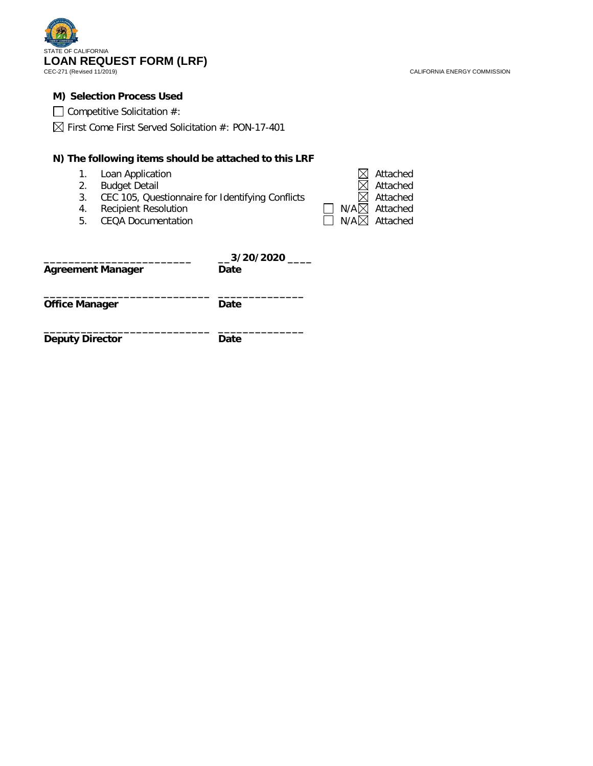STATE OF CALIFORNIA

# LOAN REQUEST FORM (LRF)

CEC-271 (Revised 11/2019)

CALIFORNIA ENERGY COMMISSION

### M) Selection Process Used

☐ Competitive Solicitation #:

☒ First Come First Served Solicitation #: PON-17-401

### N) The following items should be attached to this LRF

| | Item | N/A | Attached |
|---|---|---|---|
| 1. | Loan Application | | ☒ Attached |
| 2. | Budget Detail | | ☒ Attached |
| 3. | CEC 105, Questionnaire for Identifying Conflicts | | ☒ Attached |
| 4. | Recipient Resolution | ☐ N/A | ☒ Attached |
| 5. | CEQA Documentation | ☐ N/A | ☒ Attached |

_______________________ __3/20/2020 ____
**Agreement Manager** **Date**

_______________________ _____________
**Office Manager** **Date**

_______________________ _____________
**Deputy Director** **Date**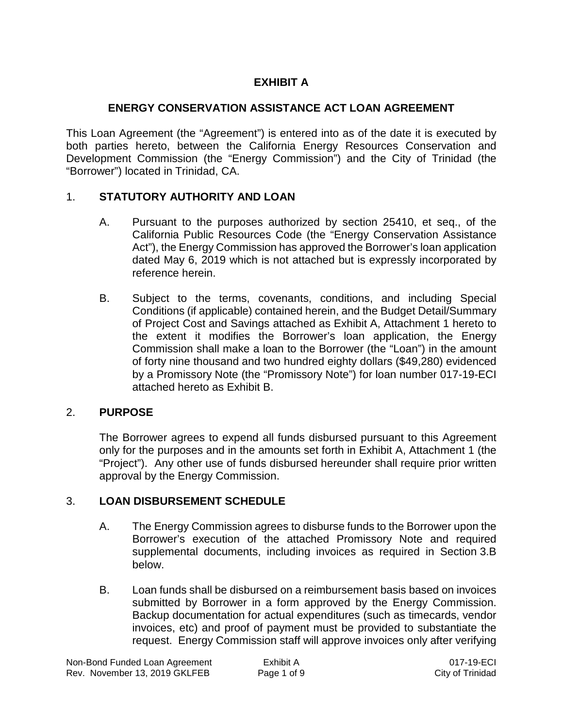# EXHIBIT A

## ENERGY CONSERVATION ASSISTANCE ACT LOAN AGREEMENT

This Loan Agreement (the "Agreement") is entered into as of the date it is executed by both parties hereto, between the California Energy Resources Conservation and Development Commission (the "Energy Commission") and the City of Trinidad (the "Borrower") located in Trinidad, CA.

1. **STATUTORY AUTHORITY AND LOAN**

   A. Pursuant to the purposes authorized by section 25410, et seq., of the California Public Resources Code (the "Energy Conservation Assistance Act"), the Energy Commission has approved the Borrower's loan application dated May 6, 2019 which is not attached but is expressly incorporated by reference herein.

   B. Subject to the terms, covenants, conditions, and including Special Conditions (if applicable) contained herein, and the Budget Detail/Summary of Project Cost and Savings attached as Exhibit A, Attachment 1 hereto to the extent it modifies the Borrower's loan application, the Energy Commission shall make a loan to the Borrower (the "Loan") in the amount of forty nine thousand and two hundred eighty dollars ($49,280) evidenced by a Promissory Note (the "Promissory Note") for loan number 017-19-ECI attached hereto as Exhibit B.

2. **PURPOSE**

   The Borrower agrees to expend all funds disbursed pursuant to this Agreement only for the purposes and in the amounts set forth in Exhibit A, Attachment 1 (the "Project"). Any other use of funds disbursed hereunder shall require prior written approval by the Energy Commission.

3. **LOAN DISBURSEMENT SCHEDULE**

   A. The Energy Commission agrees to disburse funds to the Borrower upon the Borrower's execution of the attached Promissory Note and required supplemental documents, including invoices as required in Section 3.B below.

   B. Loan funds shall be disbursed on a reimbursement basis based on invoices submitted by Borrower in a form approved by the Energy Commission. Backup documentation for actual expenditures (such as timecards, vendor invoices, etc) and proof of payment must be provided to substantiate the request. Energy Commission staff will approve invoices only after verifying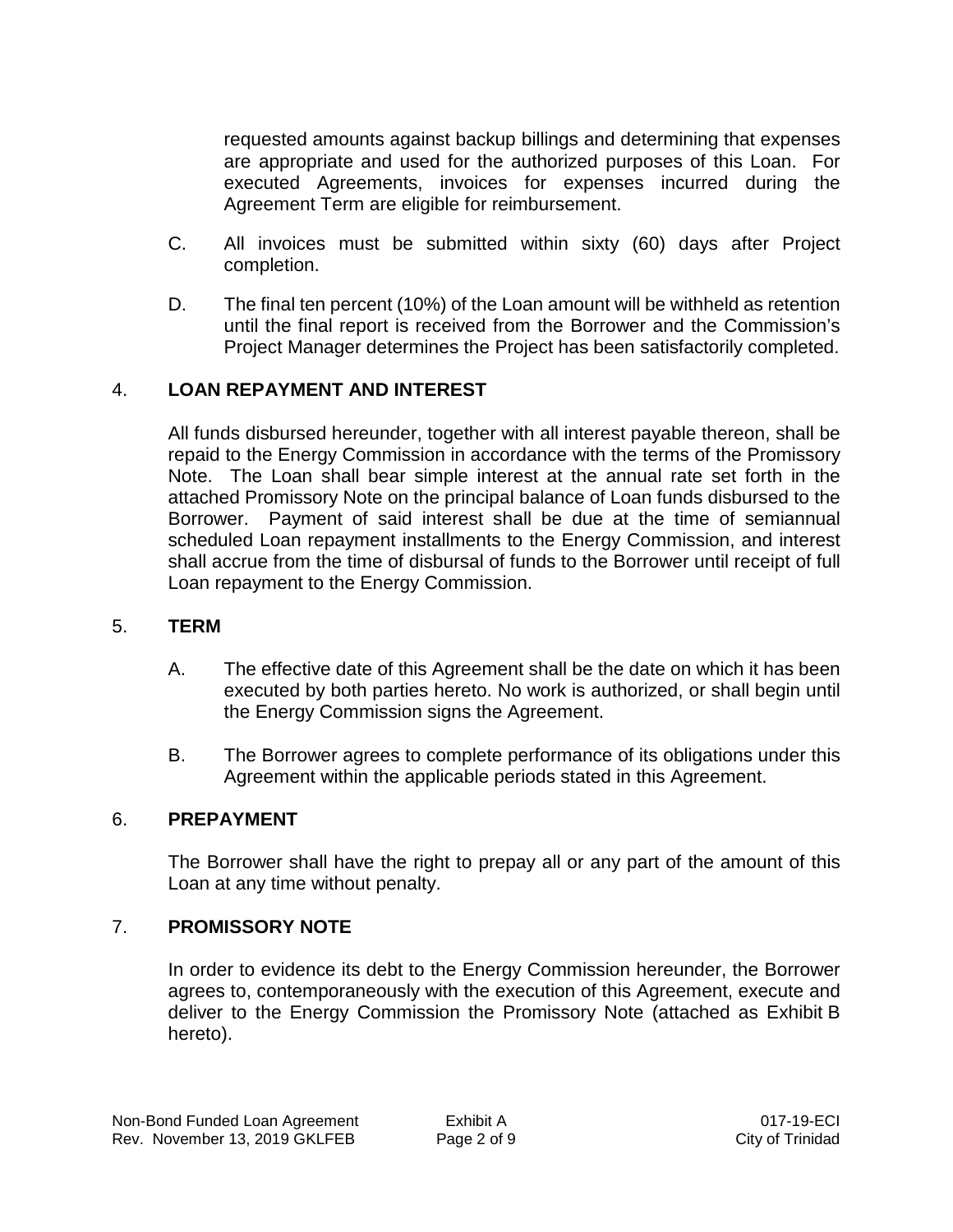requested amounts against backup billings and determining that expenses are appropriate and used for the authorized purposes of this Loan. For executed Agreements, invoices for expenses incurred during the Agreement Term are eligible for reimbursement.

C. All invoices must be submitted within sixty (60) days after Project completion.

D. The final ten percent (10%) of the Loan amount will be withheld as retention until the final report is received from the Borrower and the Commission's Project Manager determines the Project has been satisfactorily completed.

## 4. LOAN REPAYMENT AND INTEREST

All funds disbursed hereunder, together with all interest payable thereon, shall be repaid to the Energy Commission in accordance with the terms of the Promissory Note. The Loan shall bear simple interest at the annual rate set forth in the attached Promissory Note on the principal balance of Loan funds disbursed to the Borrower. Payment of said interest shall be due at the time of semiannual scheduled Loan repayment installments to the Energy Commission, and interest shall accrue from the time of disbursal of funds to the Borrower until receipt of full Loan repayment to the Energy Commission.

## 5. TERM

A. The effective date of this Agreement shall be the date on which it has been executed by both parties hereto. No work is authorized, or shall begin until the Energy Commission signs the Agreement.

B. The Borrower agrees to complete performance of its obligations under this Agreement within the applicable periods stated in this Agreement.

## 6. PREPAYMENT

The Borrower shall have the right to prepay all or any part of the amount of this Loan at any time without penalty.

## 7. PROMISSORY NOTE

In order to evidence its debt to the Energy Commission hereunder, the Borrower agrees to, contemporaneously with the execution of this Agreement, execute and deliver to the Energy Commission the Promissory Note (attached as Exhibit B hereto).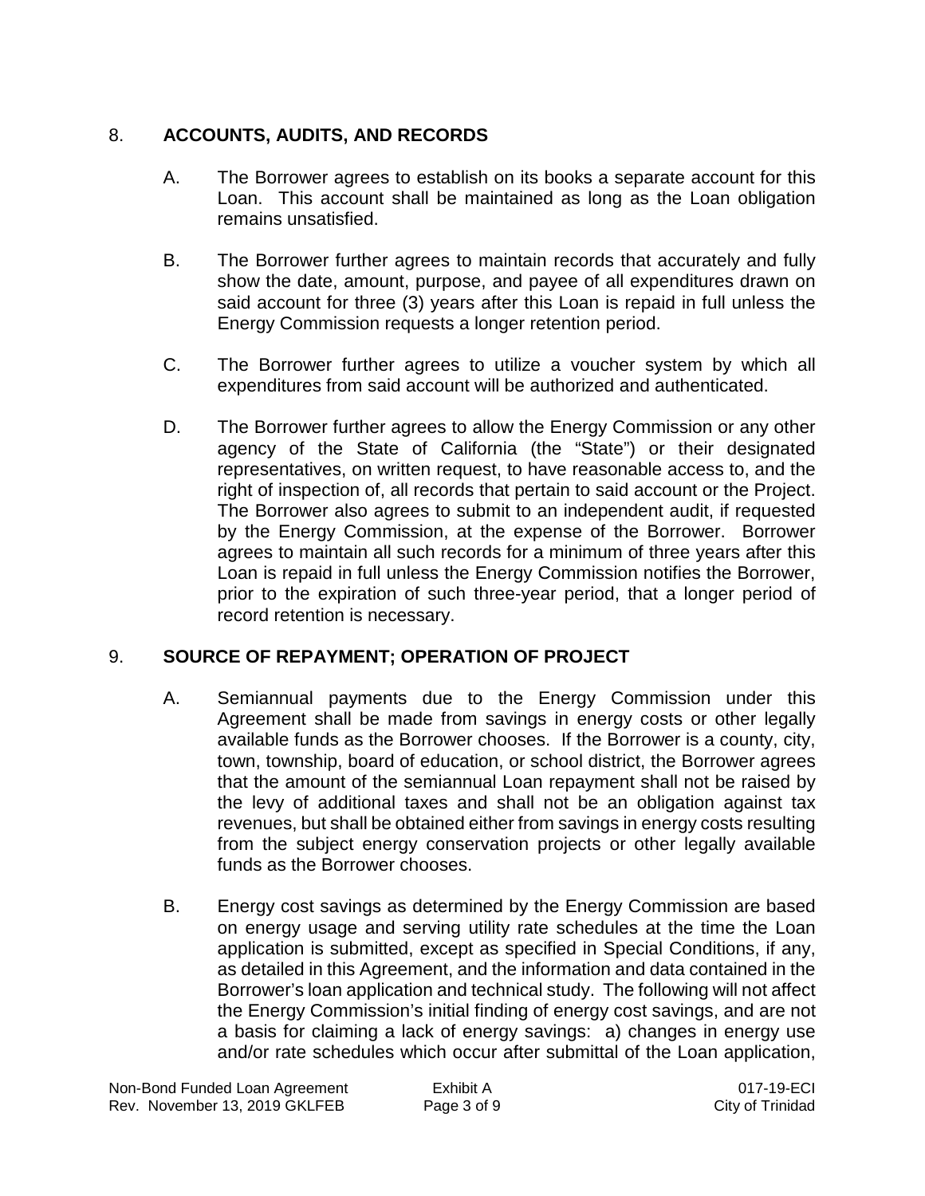## 8. ACCOUNTS, AUDITS, AND RECORDS

A. The Borrower agrees to establish on its books a separate account for this Loan. This account shall be maintained as long as the Loan obligation remains unsatisfied.

B. The Borrower further agrees to maintain records that accurately and fully show the date, amount, purpose, and payee of all expenditures drawn on said account for three (3) years after this Loan is repaid in full unless the Energy Commission requests a longer retention period.

C. The Borrower further agrees to utilize a voucher system by which all expenditures from said account will be authorized and authenticated.

D. The Borrower further agrees to allow the Energy Commission or any other agency of the State of California (the "State") or their designated representatives, on written request, to have reasonable access to, and the right of inspection of, all records that pertain to said account or the Project. The Borrower also agrees to submit to an independent audit, if requested by the Energy Commission, at the expense of the Borrower. Borrower agrees to maintain all such records for a minimum of three years after this Loan is repaid in full unless the Energy Commission notifies the Borrower, prior to the expiration of such three-year period, that a longer period of record retention is necessary.

## 9. SOURCE OF REPAYMENT; OPERATION OF PROJECT

A. Semiannual payments due to the Energy Commission under this Agreement shall be made from savings in energy costs or other legally available funds as the Borrower chooses. If the Borrower is a county, city, town, township, board of education, or school district, the Borrower agrees that the amount of the semiannual Loan repayment shall not be raised by the levy of additional taxes and shall not be an obligation against tax revenues, but shall be obtained either from savings in energy costs resulting from the subject energy conservation projects or other legally available funds as the Borrower chooses.

B. Energy cost savings as determined by the Energy Commission are based on energy usage and serving utility rate schedules at the time the Loan application is submitted, except as specified in Special Conditions, if any, as detailed in this Agreement, and the information and data contained in the Borrower's loan application and technical study. The following will not affect the Energy Commission's initial finding of energy cost savings, and are not a basis for claiming a lack of energy savings: a) changes in energy use and/or rate schedules which occur after submittal of the Loan application,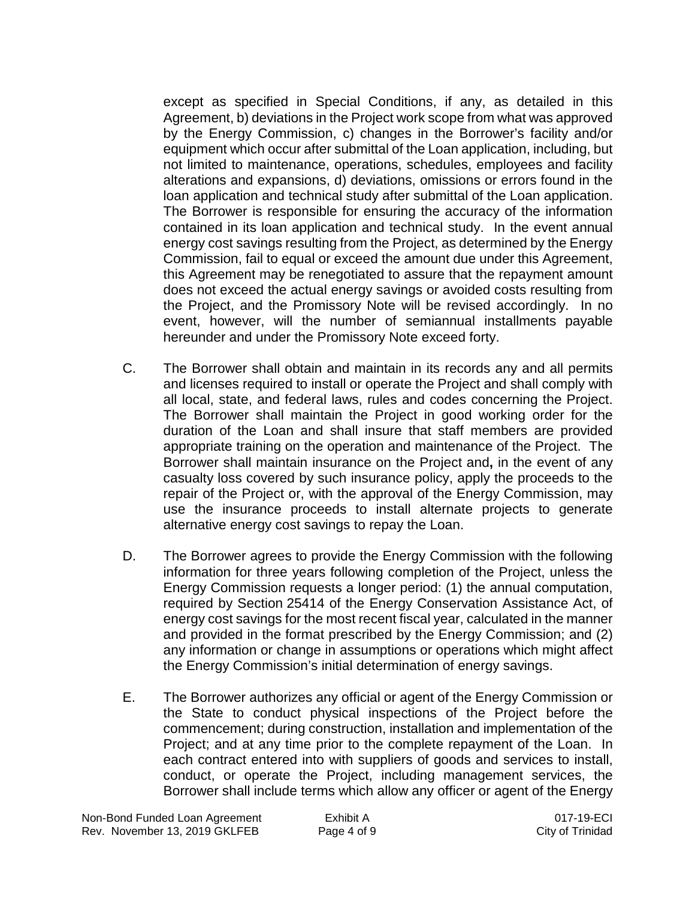except as specified in Special Conditions, if any, as detailed in this Agreement, b) deviations in the Project work scope from what was approved by the Energy Commission, c) changes in the Borrower's facility and/or equipment which occur after submittal of the Loan application, including, but not limited to maintenance, operations, schedules, employees and facility alterations and expansions, d) deviations, omissions or errors found in the loan application and technical study after submittal of the Loan application. The Borrower is responsible for ensuring the accuracy of the information contained in its loan application and technical study. In the event annual energy cost savings resulting from the Project, as determined by the Energy Commission, fail to equal or exceed the amount due under this Agreement, this Agreement may be renegotiated to assure that the repayment amount does not exceed the actual energy savings or avoided costs resulting from the Project, and the Promissory Note will be revised accordingly. In no event, however, will the number of semiannual installments payable hereunder and under the Promissory Note exceed forty.

C. The Borrower shall obtain and maintain in its records any and all permits and licenses required to install or operate the Project and shall comply with all local, state, and federal laws, rules and codes concerning the Project. The Borrower shall maintain the Project in good working order for the duration of the Loan and shall insure that staff members are provided appropriate training on the operation and maintenance of the Project. The Borrower shall maintain insurance on the Project and**,** in the event of any casualty loss covered by such insurance policy, apply the proceeds to the repair of the Project or, with the approval of the Energy Commission, may use the insurance proceeds to install alternate projects to generate alternative energy cost savings to repay the Loan.

D. The Borrower agrees to provide the Energy Commission with the following information for three years following completion of the Project, unless the Energy Commission requests a longer period: (1) the annual computation, required by Section 25414 of the Energy Conservation Assistance Act, of energy cost savings for the most recent fiscal year, calculated in the manner and provided in the format prescribed by the Energy Commission; and (2) any information or change in assumptions or operations which might affect the Energy Commission's initial determination of energy savings.

E. The Borrower authorizes any official or agent of the Energy Commission or the State to conduct physical inspections of the Project before the commencement; during construction, installation and implementation of the Project; and at any time prior to the complete repayment of the Loan. In each contract entered into with suppliers of goods and services to install, conduct, or operate the Project, including management services, the Borrower shall include terms which allow any officer or agent of the Energy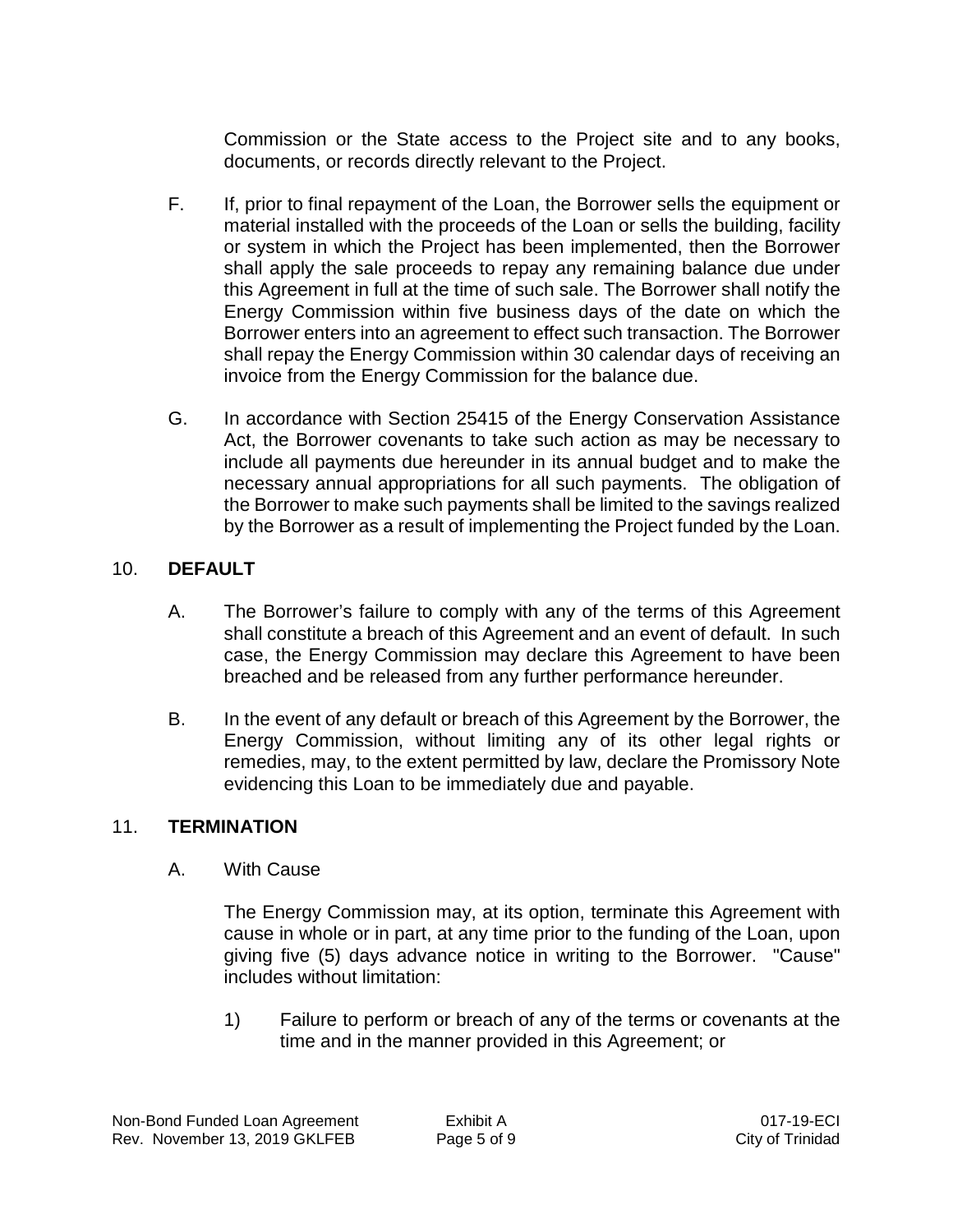Commission or the State access to the Project site and to any books, documents, or records directly relevant to the Project.

F. If, prior to final repayment of the Loan, the Borrower sells the equipment or material installed with the proceeds of the Loan or sells the building, facility or system in which the Project has been implemented, then the Borrower shall apply the sale proceeds to repay any remaining balance due under this Agreement in full at the time of such sale. The Borrower shall notify the Energy Commission within five business days of the date on which the Borrower enters into an agreement to effect such transaction. The Borrower shall repay the Energy Commission within 30 calendar days of receiving an invoice from the Energy Commission for the balance due.

G. In accordance with Section 25415 of the Energy Conservation Assistance Act, the Borrower covenants to take such action as may be necessary to include all payments due hereunder in its annual budget and to make the necessary annual appropriations for all such payments. The obligation of the Borrower to make such payments shall be limited to the savings realized by the Borrower as a result of implementing the Project funded by the Loan.

## 10. **DEFAULT**

A. The Borrower's failure to comply with any of the terms of this Agreement shall constitute a breach of this Agreement and an event of default. In such case, the Energy Commission may declare this Agreement to have been breached and be released from any further performance hereunder.

B. In the event of any default or breach of this Agreement by the Borrower, the Energy Commission, without limiting any of its other legal rights or remedies, may, to the extent permitted by law, declare the Promissory Note evidencing this Loan to be immediately due and payable.

## 11. **TERMINATION**

A. With Cause

The Energy Commission may, at its option, terminate this Agreement with cause in whole or in part, at any time prior to the funding of the Loan, upon giving five (5) days advance notice in writing to the Borrower. "Cause" includes without limitation:

1) Failure to perform or breach of any of the terms or covenants at the time and in the manner provided in this Agreement; or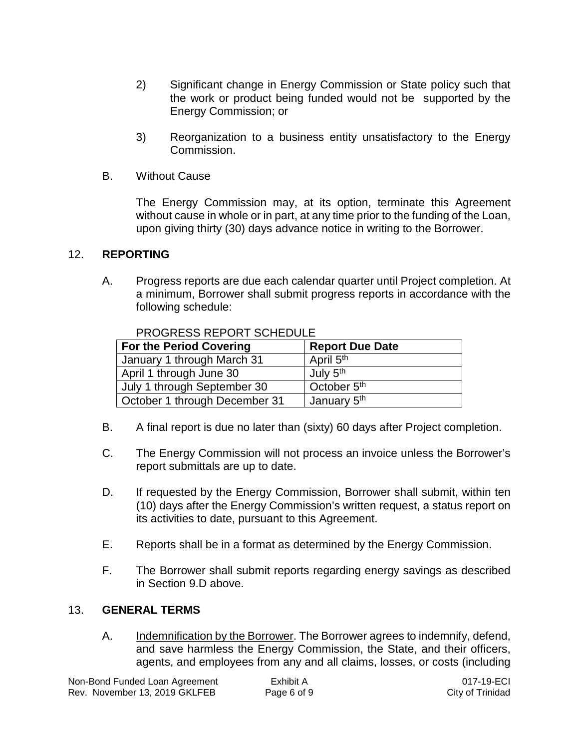2) Significant change in Energy Commission or State policy such that the work or product being funded would not be supported by the Energy Commission; or

3) Reorganization to a business entity unsatisfactory to the Energy Commission.

B. Without Cause

The Energy Commission may, at its option, terminate this Agreement without cause in whole or in part, at any time prior to the funding of the Loan, upon giving thirty (30) days advance notice in writing to the Borrower.

## 12. REPORTING

A. Progress reports are due each calendar quarter until Project completion. At a minimum, Borrower shall submit progress reports in accordance with the following schedule:

PROGRESS REPORT SCHEDULE

| For the Period Covering | Report Due Date |
|---|---|
| January 1 through March 31 | April 5th |
| April 1 through June 30 | July 5th |
| July 1 through September 30 | October 5th |
| October 1 through December 31 | January 5th |

B. A final report is due no later than (sixty) 60 days after Project completion.

C. The Energy Commission will not process an invoice unless the Borrower's report submittals are up to date.

D. If requested by the Energy Commission, Borrower shall submit, within ten (10) days after the Energy Commission's written request, a status report on its activities to date, pursuant to this Agreement.

E. Reports shall be in a format as determined by the Energy Commission.

F. The Borrower shall submit reports regarding energy savings as described in Section 9.D above.

## 13. GENERAL TERMS

A. Indemnification by the Borrower. The Borrower agrees to indemnify, defend, and save harmless the Energy Commission, the State, and their officers, agents, and employees from any and all claims, losses, or costs (including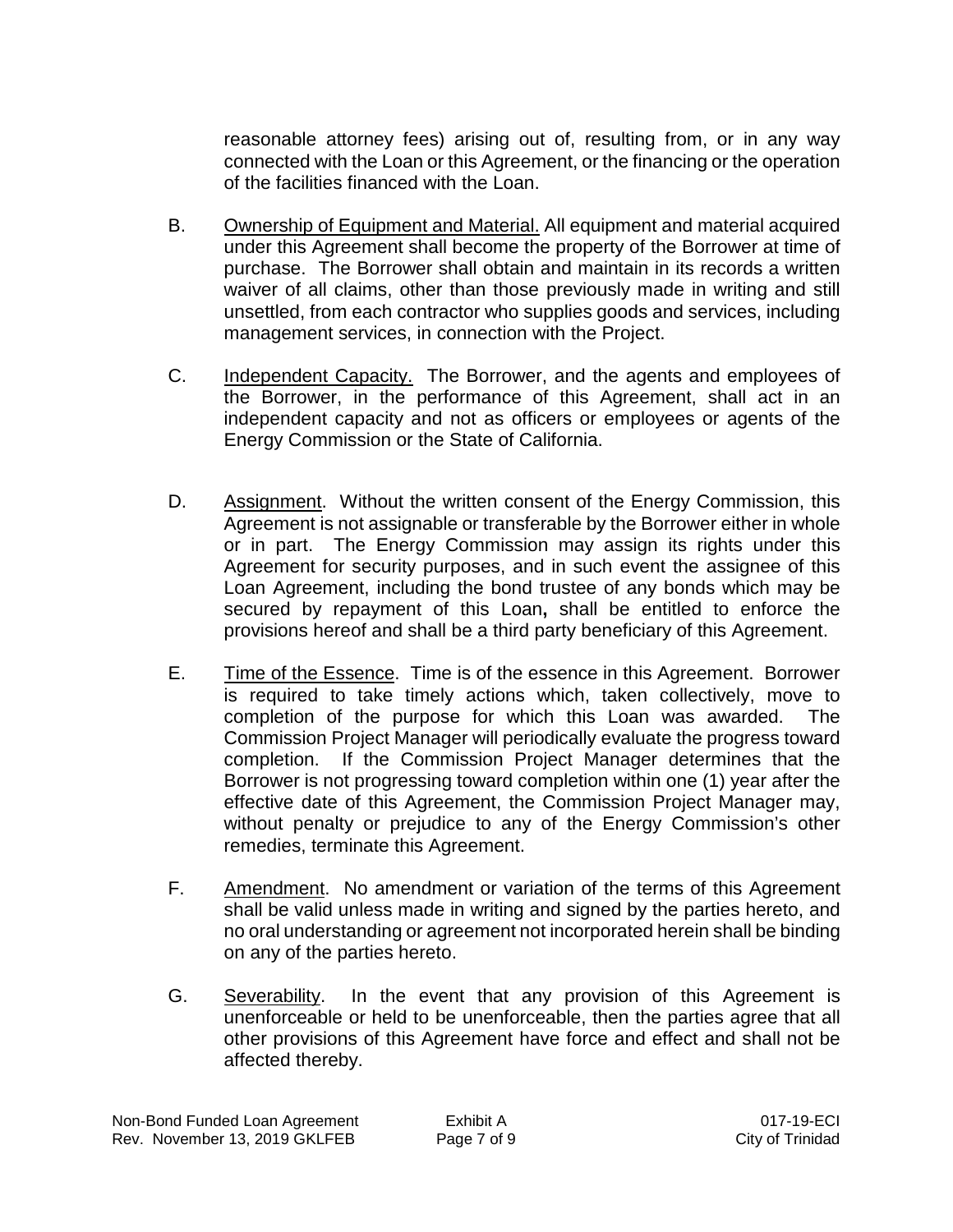reasonable attorney fees) arising out of, resulting from, or in any way connected with the Loan or this Agreement, or the financing or the operation of the facilities financed with the Loan.

B. Ownership of Equipment and Material. All equipment and material acquired under this Agreement shall become the property of the Borrower at time of purchase. The Borrower shall obtain and maintain in its records a written waiver of all claims, other than those previously made in writing and still unsettled, from each contractor who supplies goods and services, including management services, in connection with the Project.

C. Independent Capacity. The Borrower, and the agents and employees of the Borrower, in the performance of this Agreement, shall act in an independent capacity and not as officers or employees or agents of the Energy Commission or the State of California.

D. Assignment. Without the written consent of the Energy Commission, this Agreement is not assignable or transferable by the Borrower either in whole or in part. The Energy Commission may assign its rights under this Agreement for security purposes, and in such event the assignee of this Loan Agreement, including the bond trustee of any bonds which may be secured by repayment of this Loan**,** shall be entitled to enforce the provisions hereof and shall be a third party beneficiary of this Agreement.

E. Time of the Essence. Time is of the essence in this Agreement. Borrower is required to take timely actions which, taken collectively, move to completion of the purpose for which this Loan was awarded. The Commission Project Manager will periodically evaluate the progress toward completion. If the Commission Project Manager determines that the Borrower is not progressing toward completion within one (1) year after the effective date of this Agreement, the Commission Project Manager may, without penalty or prejudice to any of the Energy Commission's other remedies, terminate this Agreement.

F. Amendment. No amendment or variation of the terms of this Agreement shall be valid unless made in writing and signed by the parties hereto, and no oral understanding or agreement not incorporated herein shall be binding on any of the parties hereto.

G. Severability. In the event that any provision of this Agreement is unenforceable or held to be unenforceable, then the parties agree that all other provisions of this Agreement have force and effect and shall not be affected thereby.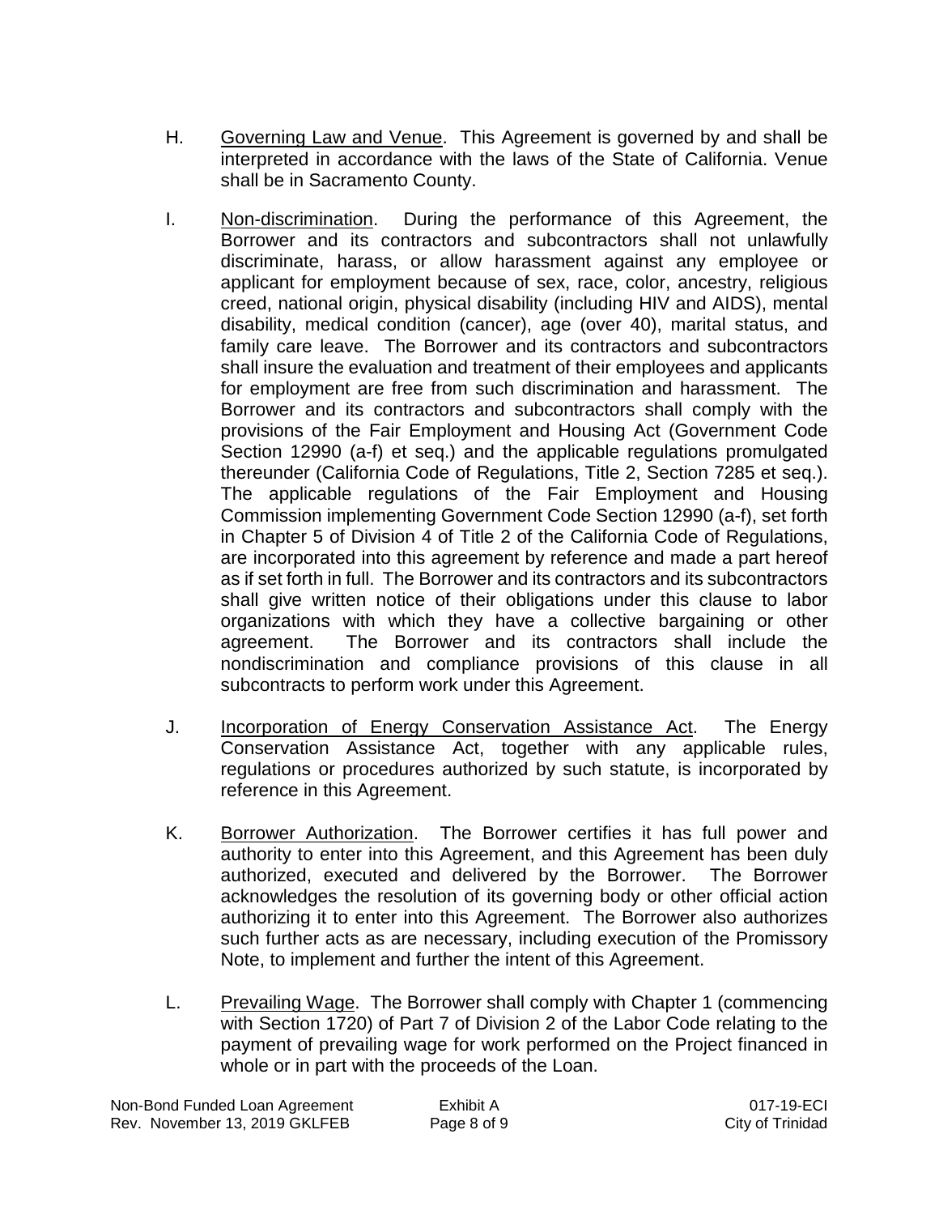H. Governing Law and Venue. This Agreement is governed by and shall be interpreted in accordance with the laws of the State of California. Venue shall be in Sacramento County.

I. Non-discrimination. During the performance of this Agreement, the Borrower and its contractors and subcontractors shall not unlawfully discriminate, harass, or allow harassment against any employee or applicant for employment because of sex, race, color, ancestry, religious creed, national origin, physical disability (including HIV and AIDS), mental disability, medical condition (cancer), age (over 40), marital status, and family care leave. The Borrower and its contractors and subcontractors shall insure the evaluation and treatment of their employees and applicants for employment are free from such discrimination and harassment. The Borrower and its contractors and subcontractors shall comply with the provisions of the Fair Employment and Housing Act (Government Code Section 12990 (a-f) et seq.) and the applicable regulations promulgated thereunder (California Code of Regulations, Title 2, Section 7285 et seq.). The applicable regulations of the Fair Employment and Housing Commission implementing Government Code Section 12990 (a-f), set forth in Chapter 5 of Division 4 of Title 2 of the California Code of Regulations, are incorporated into this agreement by reference and made a part hereof as if set forth in full. The Borrower and its contractors and its subcontractors shall give written notice of their obligations under this clause to labor organizations with which they have a collective bargaining or other agreement. The Borrower and its contractors shall include the nondiscrimination and compliance provisions of this clause in all subcontracts to perform work under this Agreement.

J. Incorporation of Energy Conservation Assistance Act. The Energy Conservation Assistance Act, together with any applicable rules, regulations or procedures authorized by such statute, is incorporated by reference in this Agreement.

K. Borrower Authorization. The Borrower certifies it has full power and authority to enter into this Agreement, and this Agreement has been duly authorized, executed and delivered by the Borrower. The Borrower acknowledges the resolution of its governing body or other official action authorizing it to enter into this Agreement. The Borrower also authorizes such further acts as are necessary, including execution of the Promissory Note, to implement and further the intent of this Agreement.

L. Prevailing Wage. The Borrower shall comply with Chapter 1 (commencing with Section 1720) of Part 7 of Division 2 of the Labor Code relating to the payment of prevailing wage for work performed on the Project financed in whole or in part with the proceeds of the Loan.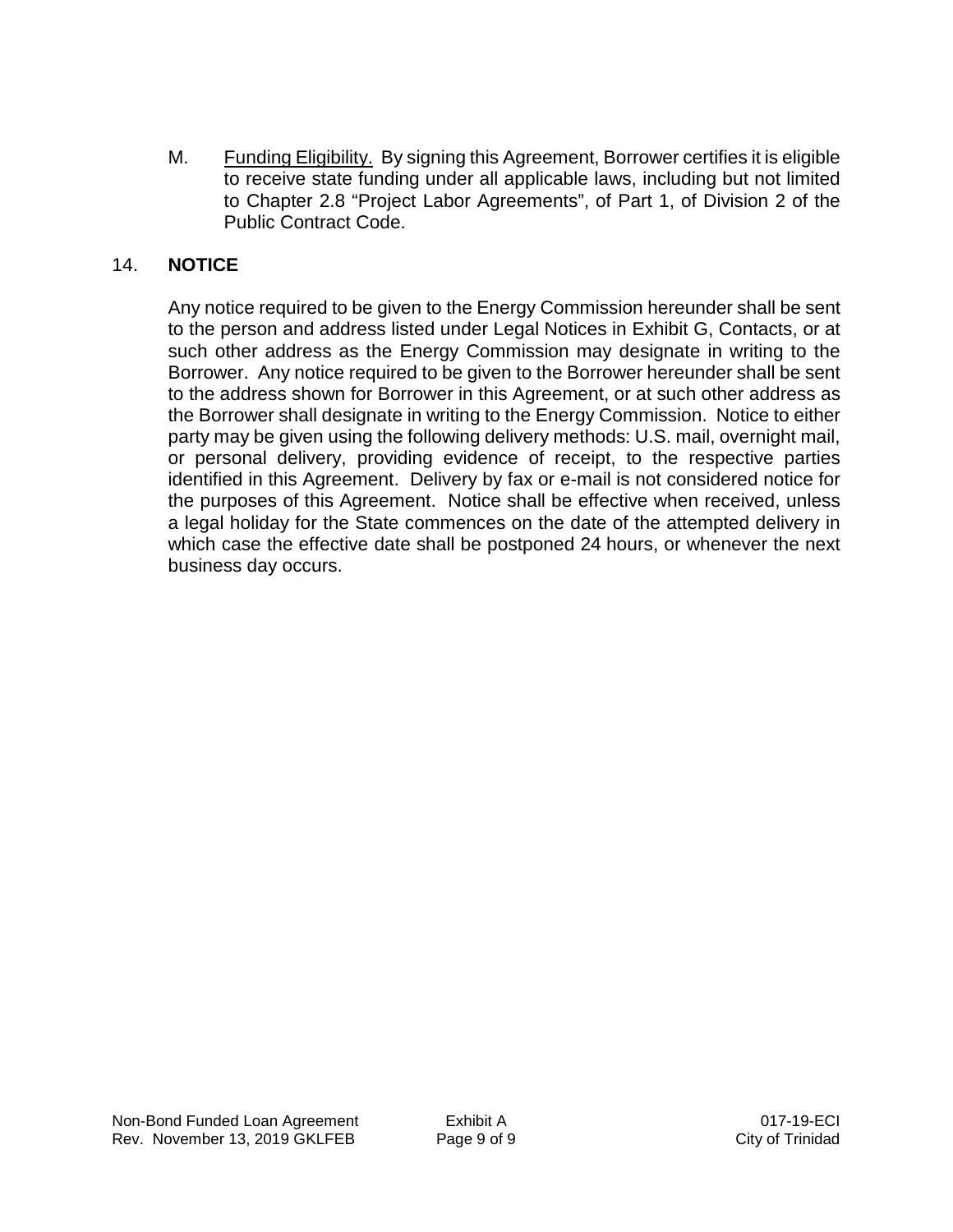M. Funding Eligibility. By signing this Agreement, Borrower certifies it is eligible to receive state funding under all applicable laws, including but not limited to Chapter 2.8 "Project Labor Agreements", of Part 1, of Division 2 of the Public Contract Code.

## 14. NOTICE

Any notice required to be given to the Energy Commission hereunder shall be sent to the person and address listed under Legal Notices in Exhibit G, Contacts, or at such other address as the Energy Commission may designate in writing to the Borrower. Any notice required to be given to the Borrower hereunder shall be sent to the address shown for Borrower in this Agreement, or at such other address as the Borrower shall designate in writing to the Energy Commission. Notice to either party may be given using the following delivery methods: U.S. mail, overnight mail, or personal delivery, providing evidence of receipt, to the respective parties identified in this Agreement. Delivery by fax or e-mail is not considered notice for the purposes of this Agreement. Notice shall be effective when received, unless a legal holiday for the State commences on the date of the attempted delivery in which case the effective date shall be postponed 24 hours, or whenever the next business day occurs.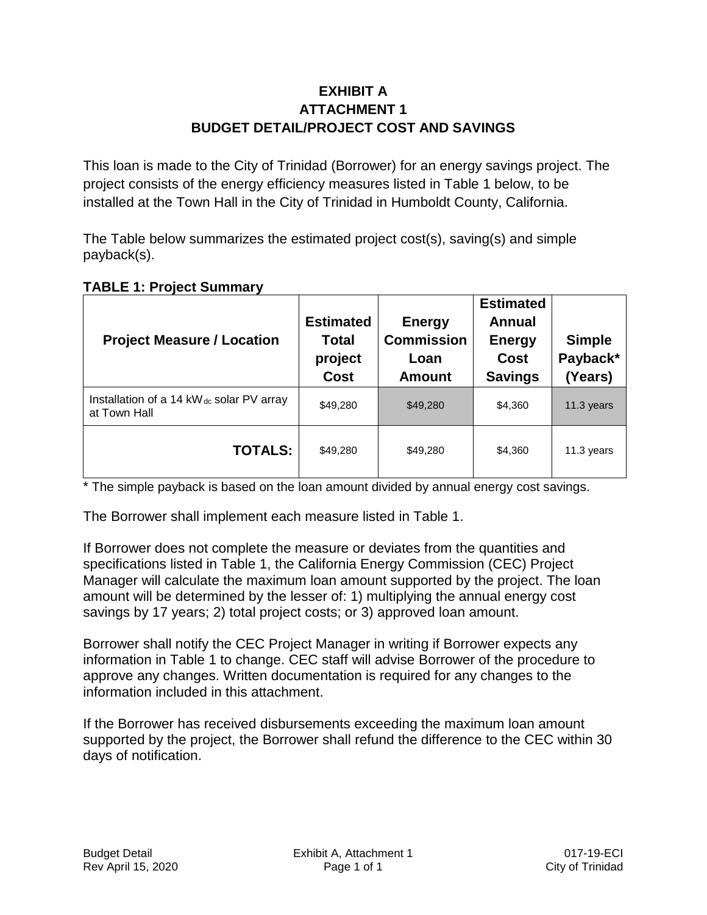# EXHIBIT A
# ATTACHMENT 1
# BUDGET DETAIL/PROJECT COST AND SAVINGS

This loan is made to the City of Trinidad (Borrower) for an energy savings project. The project consists of the energy efficiency measures listed in Table 1 below, to be installed at the Town Hall in the City of Trinidad in Humboldt County, California.

The Table below summarizes the estimated project cost(s), saving(s) and simple payback(s).

**TABLE 1: Project Summary**

| Project Measure / Location | Estimated Total project Cost | Energy Commission Loan Amount | Estimated Annual Energy Cost Savings | Simple Payback* (Years) |
|---|---|---|---|---|
| Installation of a 14 $kW_{dc}$ solar PV array at Town Hall | $49,280 | $49,280 | $4,360 | 11.3 years |
| **TOTALS:** | $49,280 | $49,280 | $4,360 | 11.3 years |

* The simple payback is based on the loan amount divided by annual energy cost savings.

The Borrower shall implement each measure listed in Table 1.

If Borrower does not complete the measure or deviates from the quantities and specifications listed in Table 1, the California Energy Commission (CEC) Project Manager will calculate the maximum loan amount supported by the project. The loan amount will be determined by the lesser of: 1) multiplying the annual energy cost savings by 17 years; 2) total project costs; or 3) approved loan amount.

Borrower shall notify the CEC Project Manager in writing if Borrower expects any information in Table 1 to change. CEC staff will advise Borrower of the procedure to approve any changes. Written documentation is required for any changes to the information included in this attachment.

If the Borrower has received disbursements exceeding the maximum loan amount supported by the project, the Borrower shall refund the difference to the CEC within 30 days of notification.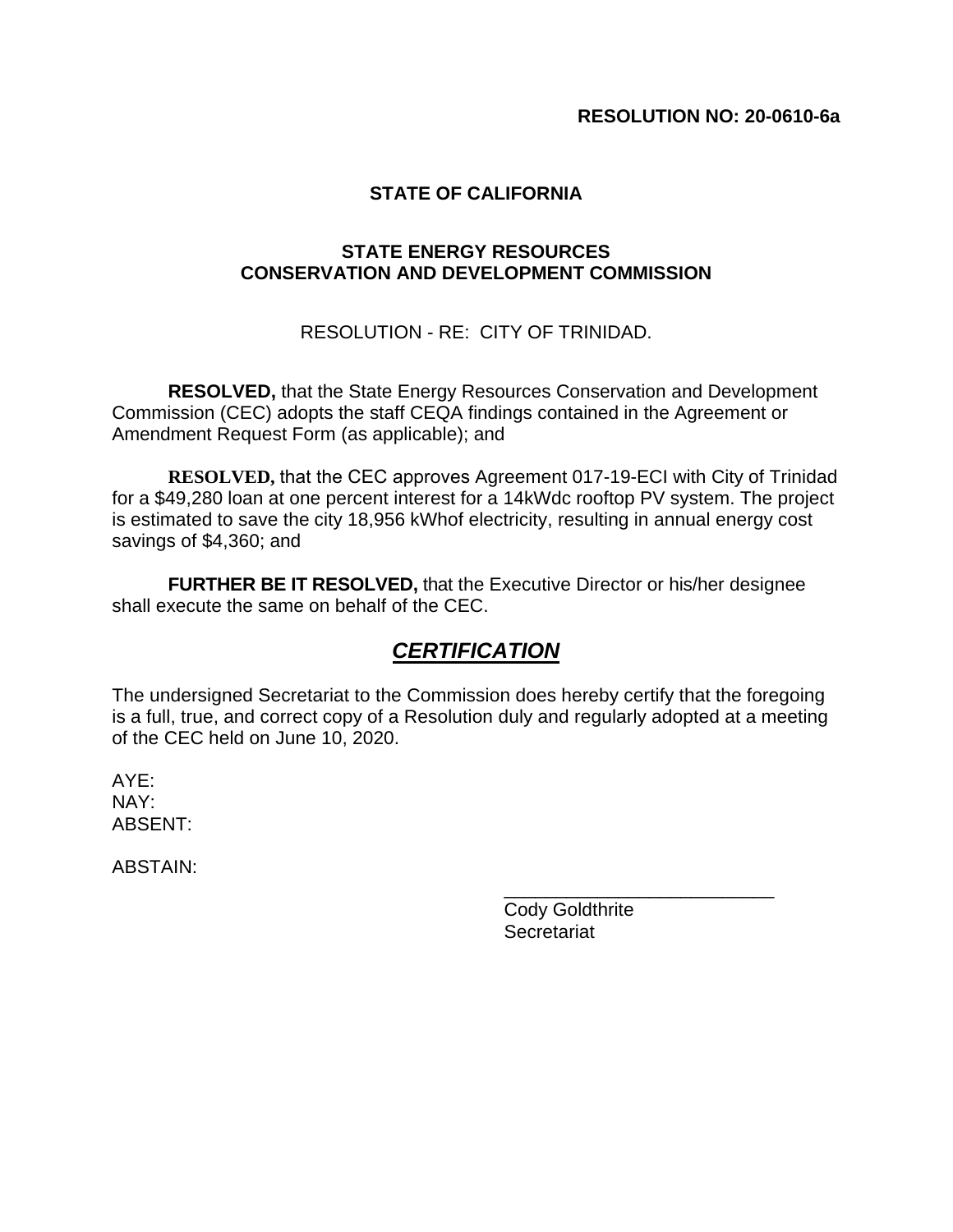**RESOLUTION NO: 20-0610-6a**

**STATE OF CALIFORNIA**

**STATE ENERGY RESOURCES**
**CONSERVATION AND DEVELOPMENT COMMISSION**

RESOLUTION - RE: CITY OF TRINIDAD.

**RESOLVED,** that the State Energy Resources Conservation and Development Commission (CEC) adopts the staff CEQA findings contained in the Agreement or Amendment Request Form (as applicable); and

**RESOLVED,** that the CEC approves Agreement 017-19-ECI with City of Trinidad for a $49,280 loan at one percent interest for a 14kWdc rooftop PV system. The project is estimated to save the city 18,956 kWhof electricity, resulting in annual energy cost savings of $4,360; and

**FURTHER BE IT RESOLVED,** that the Executive Director or his/her designee shall execute the same on behalf of the CEC.

## ***CERTIFICATION***

The undersigned Secretariat to the Commission does hereby certify that the foregoing is a full, true, and correct copy of a Resolution duly and regularly adopted at a meeting of the CEC held on June 10, 2020.

AYE:
NAY:
ABSENT:

ABSTAIN:

___________________________
Cody Goldthrite
Secretariat